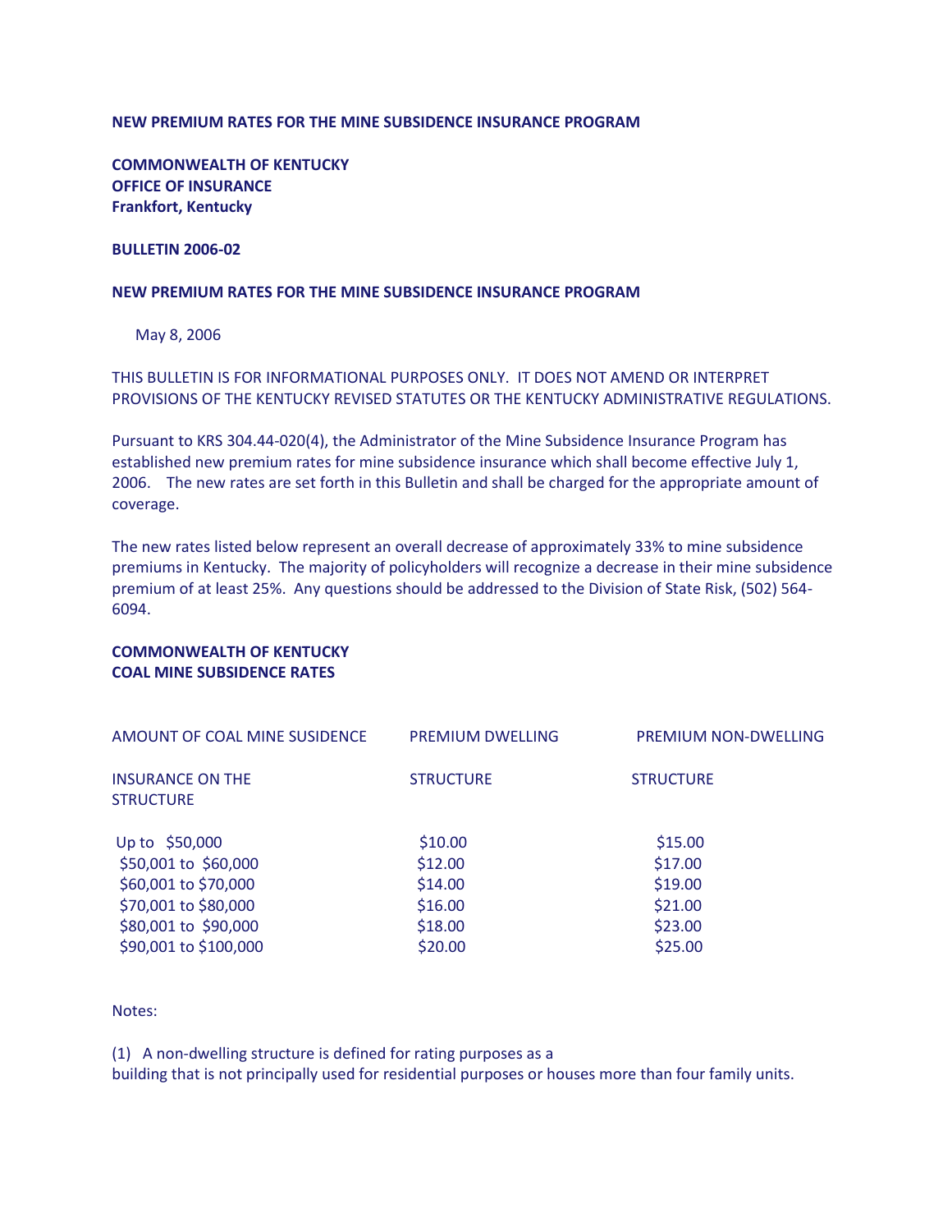**NEW PREMIUM RATES FOR THE MINE SUBSIDENCE INSURANCE PROGRAM**

**COMMONWEALTH OF KENTUCKY**
**OFFICE OF INSURANCE**
**Frankfort, Kentucky**

**BULLETIN 2006-02**

**NEW PREMIUM RATES FOR THE MINE SUBSIDENCE INSURANCE PROGRAM**

May 8, 2006

THIS BULLETIN IS FOR INFORMATIONAL PURPOSES ONLY. IT DOES NOT AMEND OR INTERPRET PROVISIONS OF THE KENTUCKY REVISED STATUTES OR THE KENTUCKY ADMINISTRATIVE REGULATIONS.

Pursuant to KRS 304.44-020(4), the Administrator of the Mine Subsidence Insurance Program has established new premium rates for mine subsidence insurance which shall become effective July 1, 2006. The new rates are set forth in this Bulletin and shall be charged for the appropriate amount of coverage.

The new rates listed below represent an overall decrease of approximately 33% to mine subsidence premiums in Kentucky. The majority of policyholders will recognize a decrease in their mine subsidence premium of at least 25%. Any questions should be addressed to the Division of State Risk, (502) 564-6094.

**COMMONWEALTH OF KENTUCKY**
**COAL MINE SUBSIDENCE RATES**

| AMOUNT OF COAL MINE SUSIDENCE INSURANCE ON THE STRUCTURE | PREMIUM DWELLING STRUCTURE | PREMIUM NON-DWELLING STRUCTURE |
|---|---|---|
| Up to $50,000 | $10.00 | $15.00 |
| $50,001 to $60,000 | $12.00 | $17.00 |
| $60,001 to $70,000 | $14.00 | $19.00 |
| $70,001 to $80,000 | $16.00 | $21.00 |
| $80,001 to $90,000 | $18.00 | $23.00 |
| $90,001 to $100,000 | $20.00 | $25.00 |

Notes:

(1) A non-dwelling structure is defined for rating purposes as a building that is not principally used for residential purposes or houses more than four family units.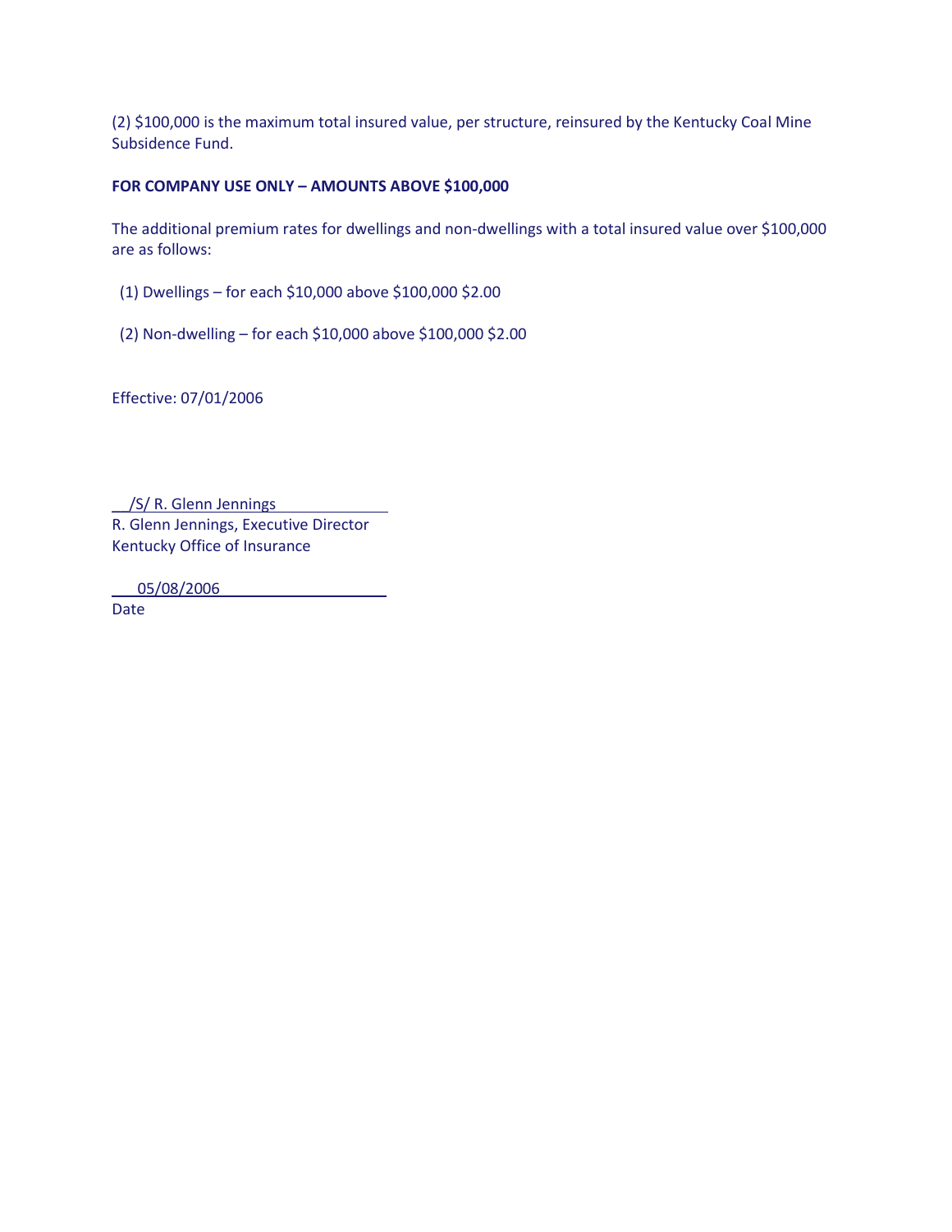(2) $100,000 is the maximum total insured value, per structure, reinsured by the Kentucky Coal Mine Subsidence Fund.

**FOR COMPANY USE ONLY – AMOUNTS ABOVE $100,000**

The additional premium rates for dwellings and non-dwellings with a total insured value over $100,000 are as follows:

(1) Dwellings – for each $10,000 above $100,000 $2.00

(2) Non-dwelling – for each $10,000 above $100,000 $2.00

Effective: 07/01/2006

/S/ R. Glenn Jennings
R. Glenn Jennings, Executive Director
Kentucky Office of Insurance

05/08/2006
Date